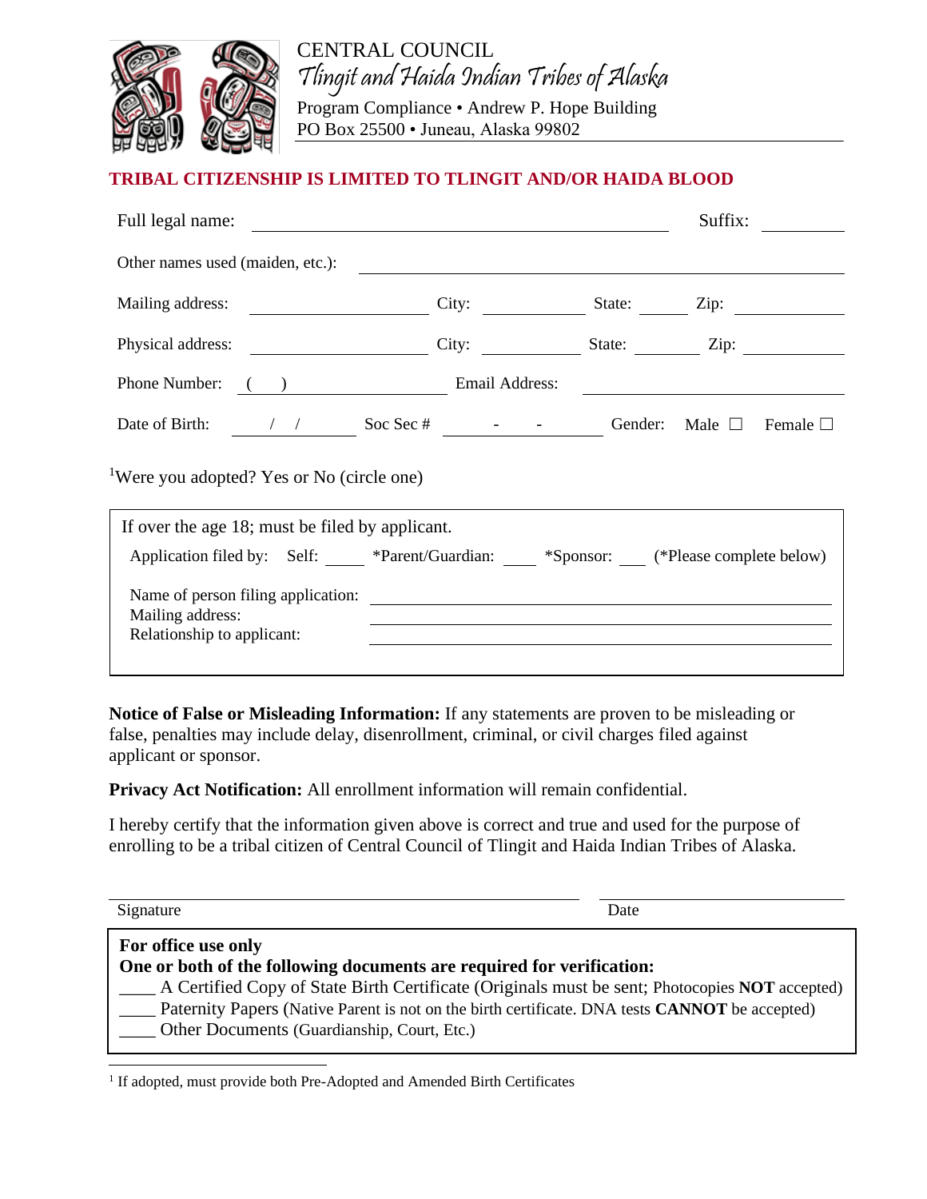CENTRAL COUNCIL
*Tlingit and Haida Indian Tribes of Alaska*
Program Compliance • Andrew P. Hope Building
PO Box 25500 • Juneau, Alaska 99802

**TRIBAL CITIZENSHIP IS LIMITED TO TLINGIT AND/OR HAIDA BLOOD**

Full legal name: ______________________________ Suffix: ________

Other names used (maiden, etc.): ______________________________

Mailing address: ______________ City: __________ State: ______ Zip: __________

Physical address: ______________ City: __________ State: ______ Zip: __________

Phone Number: ( ) ______________ Email Address: ______________________

Date of Birth: ___ / ___ / ___ Soc Sec # ___ - ___ - ___ Gender: Male ☐ Female ☐

[1]Were you adopted? Yes or No (circle one)

---

If over the age 18; must be filed by applicant.

Application filed by: Self: ____ *Parent/Guardian: ____ *Sponsor: ___ (*Please complete below)

Name of person filing application: ______________________________
Mailing address: ______________________________
Relationship to applicant: ______________________________

---

**Notice of False or Misleading Information:** If any statements are proven to be misleading or false, penalties may include delay, disenrollment, criminal, or civil charges filed against applicant or sponsor.

**Privacy Act Notification:** All enrollment information will remain confidential.

I hereby certify that the information given above is correct and true and used for the purpose of enrolling to be a tribal citizen of Central Council of Tlingit and Haida Indian Tribes of Alaska.

______________________________ ______________
Signature Date

---

**For office use only**
**One or both of the following documents are required for verification:**
____ A Certified Copy of State Birth Certificate (Originals must be sent; Photocopies **NOT** accepted)
____ Paternity Papers (Native Parent is not on the birth certificate. DNA tests **CANNOT** be accepted)
____ Other Documents (Guardianship, Court, Etc.)

---

[1] If adopted, must provide both Pre-Adopted and Amended Birth Certificates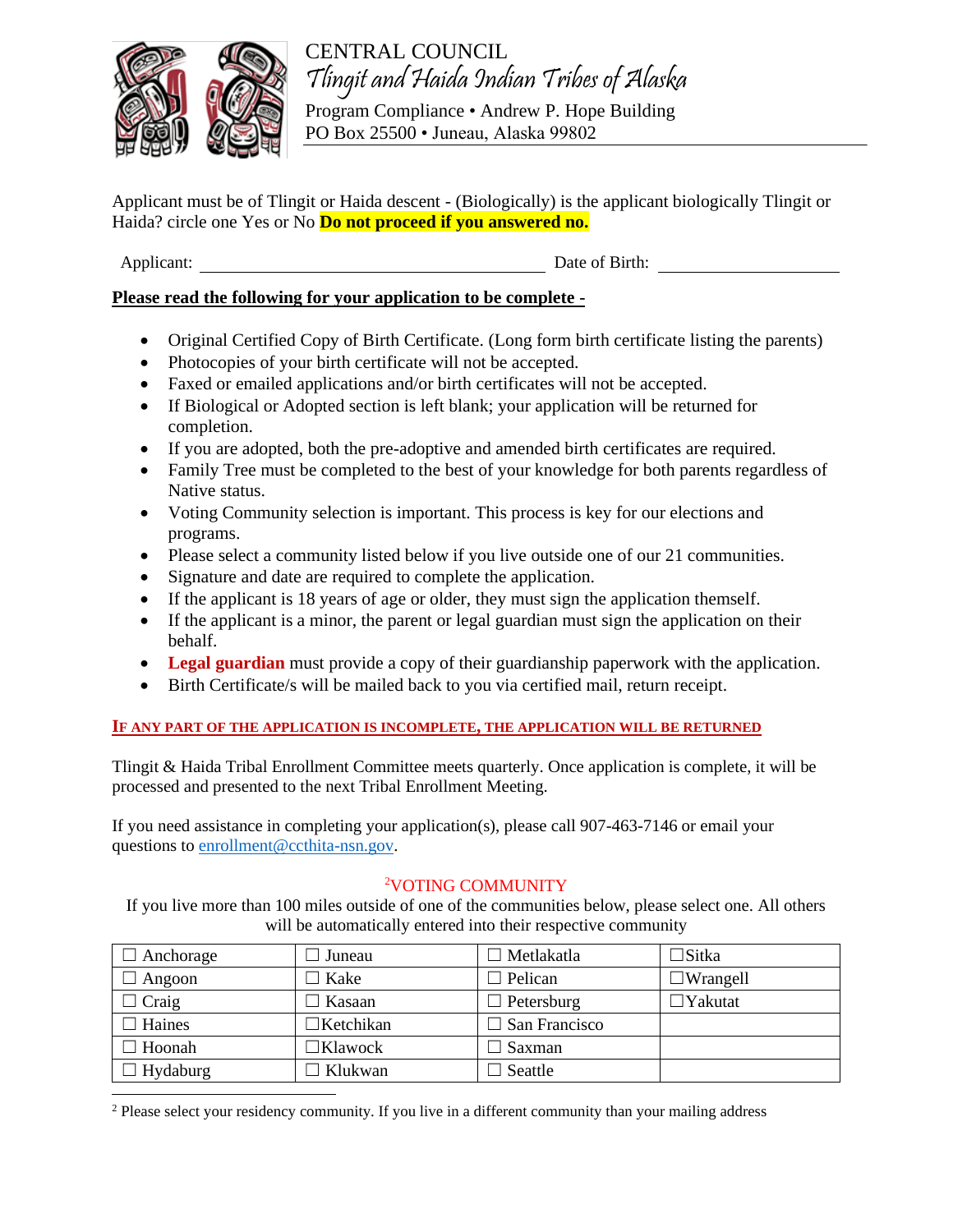CENTRAL COUNCIL

*Tlingit and Haida Indian Tribes of Alaska*

Program Compliance • Andrew P. Hope Building

PO Box 25500 • Juneau, Alaska 99802

Applicant must be of Tlingit or Haida descent - (Biologically) is the applicant biologically Tlingit or Haida? circle one Yes or No **Do not proceed if you answered no.**

Applicant: ______________________________ Date of Birth: ________________

**Please read the following for your application to be complete -**

- Original Certified Copy of Birth Certificate. (Long form birth certificate listing the parents)
- Photocopies of your birth certificate will not be accepted.
- Faxed or emailed applications and/or birth certificates will not be accepted.
- If Biological or Adopted section is left blank; your application will be returned for completion.
- If you are adopted, both the pre-adoptive and amended birth certificates are required.
- Family Tree must be completed to the best of your knowledge for both parents regardless of Native status.
- Voting Community selection is important. This process is key for our elections and programs.
- Please select a community listed below if you live outside one of our 21 communities.
- Signature and date are required to complete the application.
- If the applicant is 18 years of age or older, they must sign the application themself.
- If the applicant is a minor, the parent or legal guardian must sign the application on their behalf.
- **Legal guardian** must provide a copy of their guardianship paperwork with the application.
- Birth Certificate/s will be mailed back to you via certified mail, return receipt.

**IF ANY PART OF THE APPLICATION IS INCOMPLETE, THE APPLICATION WILL BE RETURNED**

Tlingit & Haida Tribal Enrollment Committee meets quarterly. Once application is complete, it will be processed and presented to the next Tribal Enrollment Meeting.

If you need assistance in completing your application(s), please call 907-463-7146 or email your questions to enrollment@ccthita-nsn.gov.

[2]VOTING COMMUNITY

If you live more than 100 miles outside of one of the communities below, please select one. All others will be automatically entered into their respective community

| | | | |
|---|---|---|---|
| ☐ Anchorage | ☐ Juneau | ☐ Metlakatla | ☐ Sitka |
| ☐ Angoon | ☐ Kake | ☐ Pelican | ☐ Wrangell |
| ☐ Craig | ☐ Kasaan | ☐ Petersburg | ☐ Yakutat |
| ☐ Haines | ☐ Ketchikan | ☐ San Francisco | |
| ☐ Hoonah | ☐ Klawock | ☐ Saxman | |
| ☐ Hydaburg | ☐ Klukwan | ☐ Seattle | |

[2] Please select your residency community. If you live in a different community than your mailing address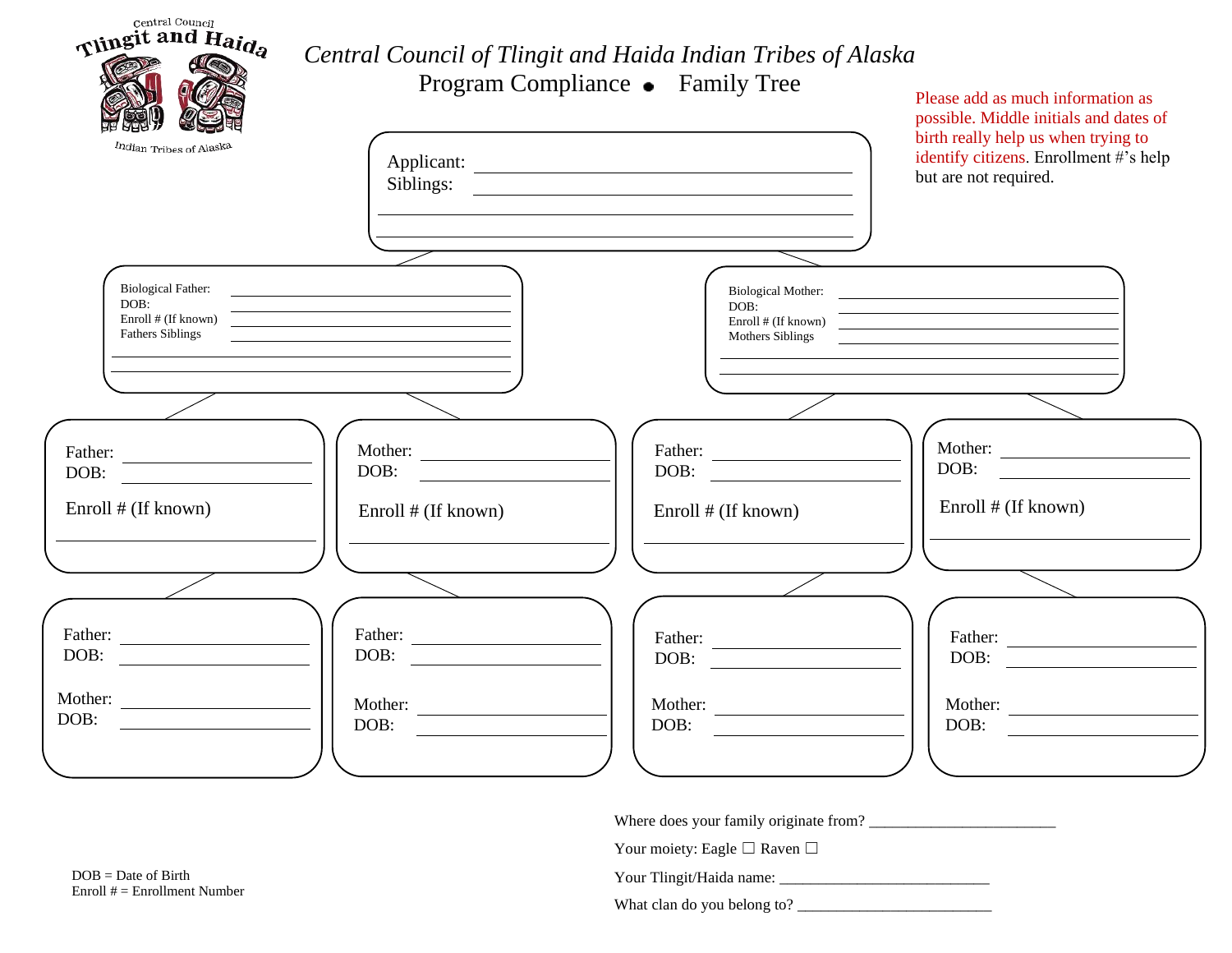Central Council Tlingit and Haida Indian Tribes of Alaska

# *Central Council of Tlingit and Haida Indian Tribes of Alaska*

## Program Compliance • Family Tree

Please add as much information as possible. Middle initials and dates of birth really help us when trying to identify citizens. Enrollment #'s help but are not required.

Applicant: ______________________________

Siblings: ______________________________

______________________________

______________________________

Biological Father: ______________________________
DOB: ______________________________
Enroll # (If known) ______________________________
Fathers Siblings ______________________________

______________________________

______________________________

Biological Mother: ______________________________
DOB: ______________________________
Enroll # (If known) ______________________________
Mothers Siblings ______________________________

______________________________

______________________________

Father: ______________________________
DOB: ______________________________

Enroll # (If known)

______________________________

Mother: ______________________________
DOB: ______________________________

Enroll # (If known)

______________________________

Father: ______________________________
DOB: ______________________________

Enroll # (If known)

______________________________

Mother: ______________________________
DOB: ______________________________

Enroll # (If known)

______________________________

Father: ______________________________
DOB: ______________________________

Mother: ______________________________
DOB: ______________________________

Father: ______________________________
DOB: ______________________________

Mother: ______________________________
DOB: ______________________________

Father: ______________________________
DOB: ______________________________

Mother: ______________________________
DOB: ______________________________

Father: ______________________________
DOB: ______________________________

Mother: ______________________________
DOB: ______________________________

Where does your family originate from? ________________________

Your moiety: Eagle ☐ Raven ☐

Your Tlingit/Haida name: ___________________________

What clan do you belong to? _________________________

DOB = Date of Birth
Enroll # = Enrollment Number